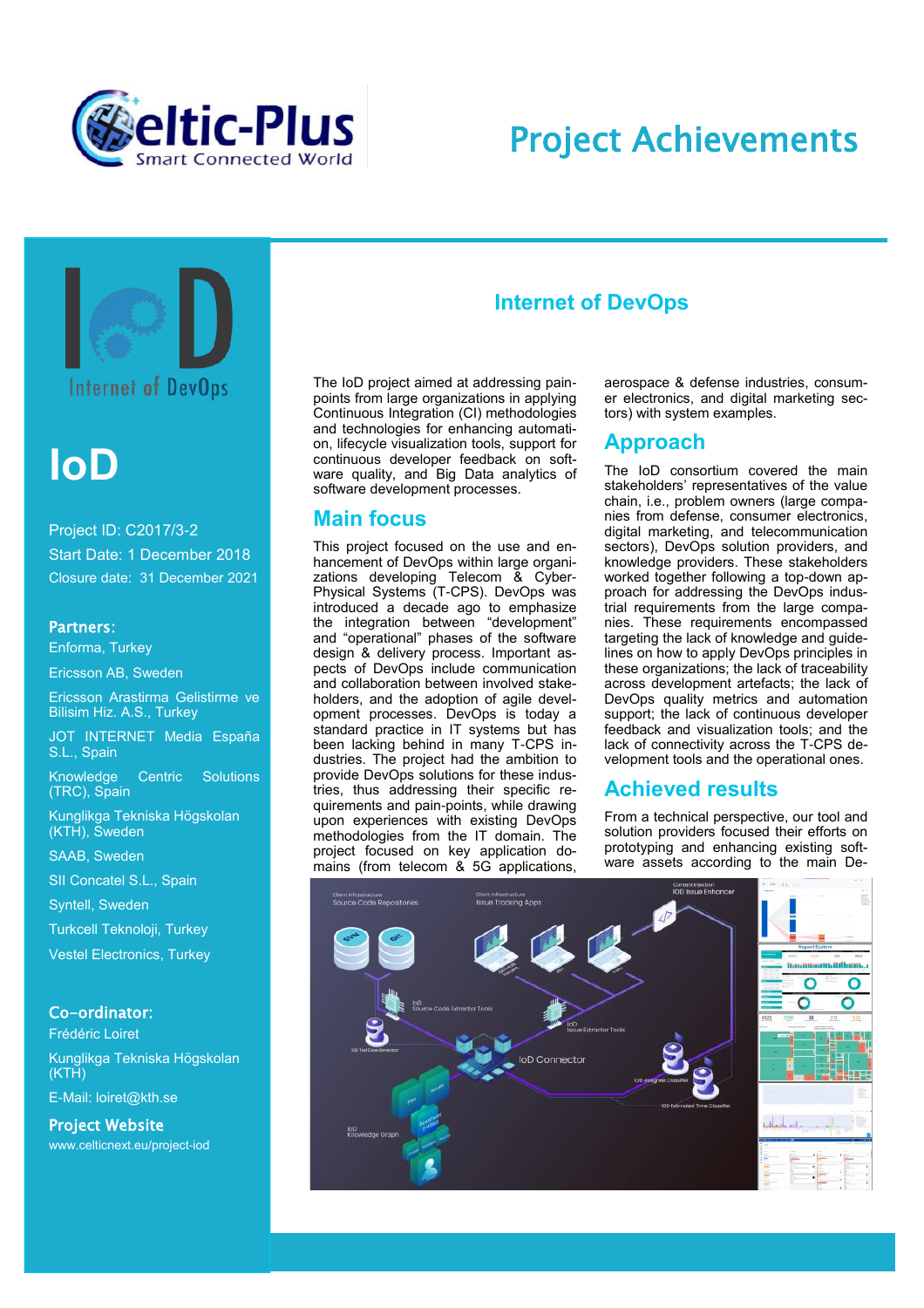# Project Achievements

# IoD

Project ID: C2017/3-2

Start Date: 1 December 2018

Closure date: 31 December 2021

**Partners:**

Enforma, Turkey

Ericsson AB, Sweden

Ericsson Arastirma Gelistirme ve Bilisim Hiz. A.S., Turkey

JOT INTERNET Media España S.L., Spain

Knowledge Centric Solutions (TRC), Spain

Kunglikga Tekniska Högskolan (KTH), Sweden

SAAB, Sweden

SII Concatel S.L., Spain

Syntell, Sweden

Turkcell Teknoloji, Turkey

Vestel Electronics, Turkey

**Co-ordinator:**

Frédéric Loiret

Kunglikga Tekniska Högskolan (KTH)

E-Mail: loiret@kth.se

**Project Website**

www.celticnext.eu/project-iod

## Internet of DevOps

The IoD project aimed at addressing pain-points from large organizations in applying Continuous Integration (CI) methodologies and technologies for enhancing automation, lifecycle visualization tools, support for continuous developer feedback on software quality, and Big Data analytics of software development processes.

## Main focus

This project focused on the use and enhancement of DevOps within large organizations developing Telecom & Cyber-Physical Systems (T-CPS). DevOps was introduced a decade ago to emphasize the integration between “development” and “operational” phases of the software design & delivery process. Important aspects of DevOps include communication and collaboration between involved stakeholders, and the adoption of agile development processes. DevOps is today a standard practice in IT systems but has been lacking behind in many T-CPS industries. The project had the ambition to provide DevOps solutions for these industries, thus addressing their specific requirements and pain-points, while drawing upon experiences with existing DevOps methodologies from the IT domain. The project focused on key application domains (from telecom & 5G applications, aerospace & defense industries, consumer electronics, and digital marketing sectors) with system examples.

## Approach

The IoD consortium covered the main stakeholders’ representatives of the value chain, i.e., problem owners (large companies from defense, consumer electronics, digital marketing, and telecommunication sectors), DevOps solution providers, and knowledge providers. These stakeholders worked together following a top-down approach for addressing the DevOps industrial requirements from the large companies. These requirements encompassed targeting the lack of knowledge and guidelines on how to apply DevOps principles in these organizations; the lack of traceability across development artefacts; the lack of DevOps quality metrics and automation support; the lack of continuous developer feedback and visualization tools; and the lack of connectivity across the T-CPS development tools and the operational ones.

## Achieved results

From a technical perspective, our tool and solution providers focused their efforts on prototyping and enhancing existing software assets according to the main De-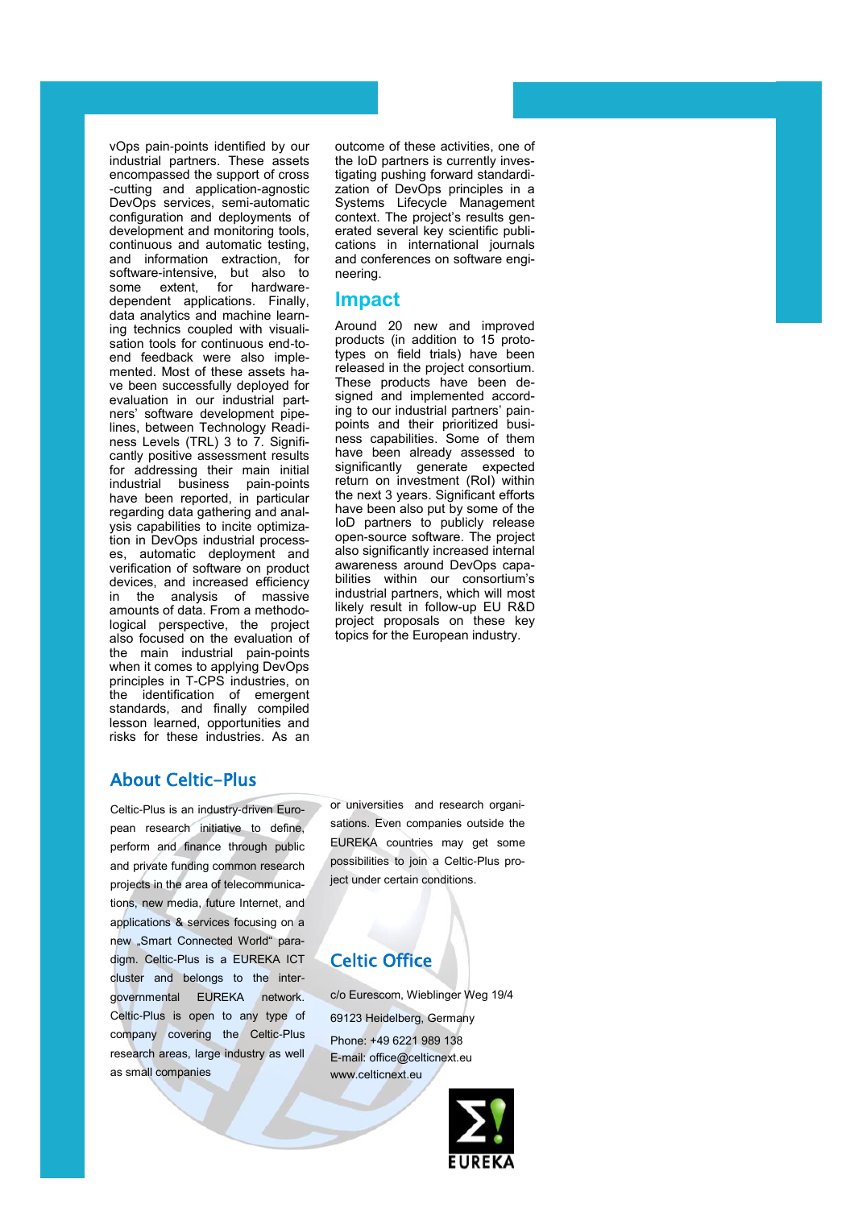vOps pain-points identified by our industrial partners. These assets encompassed the support of cross-cutting and application-agnostic DevOps services, semi-automatic configuration and deployments of development and monitoring tools, continuous and automatic testing, and information extraction, for software-intensive, but also to some extent, for hardware-dependent applications. Finally, data analytics and machine learning technics coupled with visualisation tools for continuous end-to-end feedback were also implemented. Most of these assets have been successfully deployed for evaluation in our industrial partners' software development pipelines, between Technology Readiness Levels (TRL) 3 to 7. Significantly positive assessment results for addressing their main initial industrial business pain-points have been reported, in particular regarding data gathering and analysis capabilities to incite optimization in DevOps industrial processes, automatic deployment and verification of software on product devices, and increased efficiency in the analysis of massive amounts of data. From a methodological perspective, the project also focused on the evaluation of the main industrial pain-points when it comes to applying DevOps principles in T-CPS industries, on the identification of emergent standards, and finally compiled lesson learned, opportunities and risks for these industries. As an outcome of these activities, one of the IoD partners is currently investigating pushing forward standardization of DevOps principles in a Systems Lifecycle Management context. The project's results generated several key scientific publications in international journals and conferences on software engineering.

## Impact

Around 20 new and improved products (in addition to 15 prototypes on field trials) have been released in the project consortium. These products have been designed and implemented according to our industrial partners' pain-points and their prioritized business capabilities. Some of them have been already assessed to significantly generate expected return on investment (RoI) within the next 3 years. Significant efforts have been also put by some of the IoD partners to publicly release open-source software. The project also significantly increased internal awareness around DevOps capabilities within our consortium's industrial partners, which will most likely result in follow-up EU R&D project proposals on these key topics for the European industry.

## About Celtic-Plus

Celtic-Plus is an industry-driven European research initiative to define, perform and finance through public and private funding common research projects in the area of telecommunications, new media, future Internet, and applications & services focusing on a new „Smart Connected World" paradigm. Celtic-Plus is a EUREKA ICT cluster and belongs to the inter-governmental EUREKA network. Celtic-Plus is open to any type of company covering the Celtic-Plus research areas, large industry as well as small companies or universities and research organisations. Even companies outside the EUREKA countries may get some possibilities to join a Celtic-Plus project under certain conditions.

## Celtic Office

c/o Eurescom, Wieblinger Weg 19/4
69123 Heidelberg, Germany
Phone: +49 6221 989 138
E-mail: office@celticnext.eu
www.celticnext.eu

EUREKA